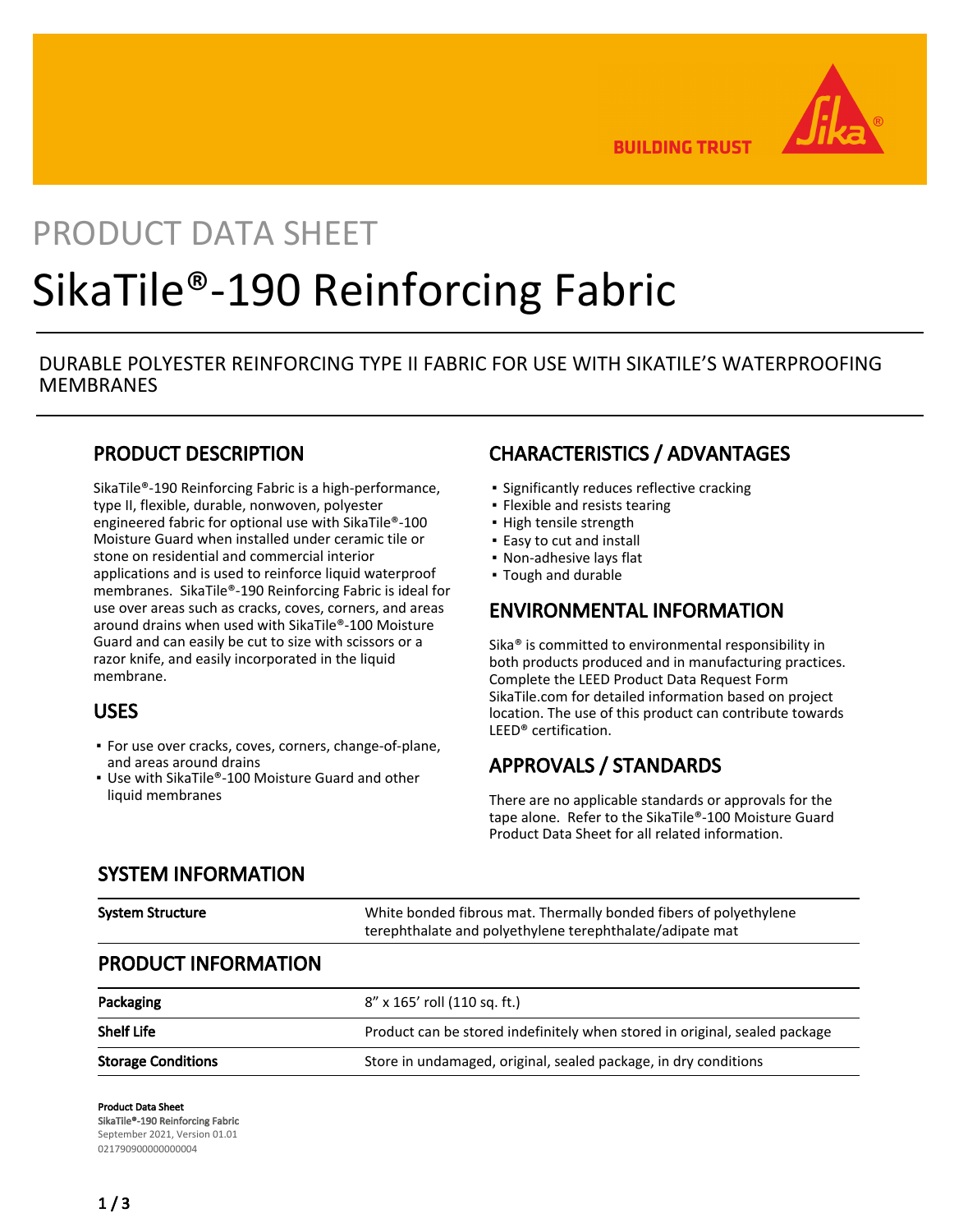BUILDING TRUST

PRODUCT DATA SHEET

# SikaTile®-190 Reinforcing Fabric

DURABLE POLYESTER REINFORCING TYPE II FABRIC FOR USE WITH SIKATILE'S WATERPROOFING MEMBRANES

## PRODUCT DESCRIPTION

SikaTile®-190 Reinforcing Fabric is a high-performance, type II, flexible, durable, nonwoven, polyester engineered fabric for optional use with SikaTile®-100 Moisture Guard when installed under ceramic tile or stone on residential and commercial interior applications and is used to reinforce liquid waterproof membranes. SikaTile®-190 Reinforcing Fabric is ideal for use over areas such as cracks, coves, corners, and areas around drains when used with SikaTile®-100 Moisture Guard and can easily be cut to size with scissors or a razor knife, and easily incorporated in the liquid membrane.

## USES

- For use over cracks, coves, corners, change-of-plane, and areas around drains
- Use with SikaTile®-100 Moisture Guard and other liquid membranes

## CHARACTERISTICS / ADVANTAGES

- Significantly reduces reflective cracking
- Flexible and resists tearing
- High tensile strength
- Easy to cut and install
- Non-adhesive lays flat
- Tough and durable

## ENVIRONMENTAL INFORMATION

Sika® is committed to environmental responsibility in both products produced and in manufacturing practices. Complete the LEED Product Data Request Form SikaTile.com for detailed information based on project location. The use of this product can contribute towards LEED® certification.

## APPROVALS / STANDARDS

There are no applicable standards or approvals for the tape alone. Refer to the SikaTile®-100 Moisture Guard Product Data Sheet for all related information.

## SYSTEM INFORMATION

| | |
|---|---|
| **System Structure** | White bonded fibrous mat. Thermally bonded fibers of polyethylene terephthalate and polyethylene terephthalate/adipate mat |

## PRODUCT INFORMATION

| | |
|---|---|
| **Packaging** | 8" x 165' roll (110 sq. ft.) |
| **Shelf Life** | Product can be stored indefinitely when stored in original, sealed package |
| **Storage Conditions** | Store in undamaged, original, sealed package, in dry conditions |

**Product Data Sheet**
SikaTile®-190 Reinforcing Fabric
September 2021, Version 01.01
021790900000000004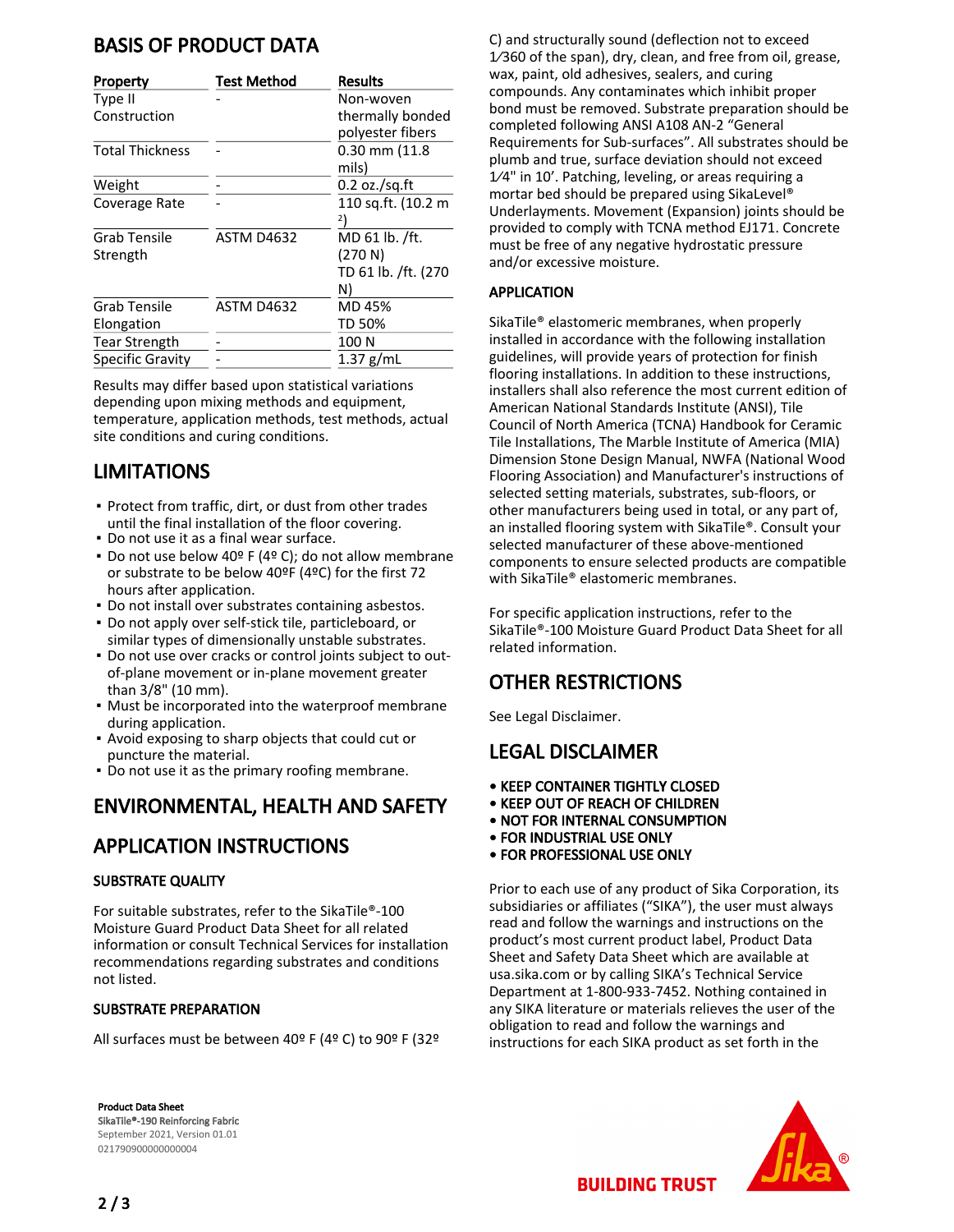## BASIS OF PRODUCT DATA

| Property | Test Method | Results |
| --- | --- | --- |
| Type II Construction | - | Non-woven thermally bonded polyester fibers |
| Total Thickness | - | 0.30 mm (11.8 mils) |
| Weight | - | 0.2 oz./sq.ft |
| Coverage Rate | - | 110 sq.ft. (10.2 m$^2$) |
| Grab Tensile Strength | ASTM D4632 | MD 61 lb. /ft. (270 N)<br>TD 61 lb. /ft. (270 N) |
| Grab Tensile Elongation | ASTM D4632 | MD 45%<br>TD 50% |
| Tear Strength | - | 100 N |
| Specific Gravity | - | 1.37 g/mL |

Results may differ based upon statistical variations depending upon mixing methods and equipment, temperature, application methods, test methods, actual site conditions and curing conditions.

## LIMITATIONS

- Protect from traffic, dirt, or dust from other trades until the final installation of the floor covering.
- Do not use it as a final wear surface.
- Do not use below 40º F (4º C); do not allow membrane or substrate to be below 40ºF (4ºC) for the first 72 hours after application.
- Do not install over substrates containing asbestos.
- Do not apply over self-stick tile, particleboard, or similar types of dimensionally unstable substrates.
- Do not use over cracks or control joints subject to out-of-plane movement or in-plane movement greater than 3/8" (10 mm).
- Must be incorporated into the waterproof membrane during application.
- Avoid exposing to sharp objects that could cut or puncture the material.
- Do not use it as the primary roofing membrane.

## ENVIRONMENTAL, HEALTH AND SAFETY

## APPLICATION INSTRUCTIONS

### SUBSTRATE QUALITY

For suitable substrates, refer to the SikaTile®-100 Moisture Guard Product Data Sheet for all related information or consult Technical Services for installation recommendations regarding substrates and conditions not listed.

### SUBSTRATE PREPARATION

All surfaces must be between 40º F (4º C) to 90º F (32º C) and structurally sound (deflection not to exceed 1⁄360 of the span), dry, clean, and free from oil, grease, wax, paint, old adhesives, sealers, and curing compounds. Any contaminates which inhibit proper bond must be removed. Substrate preparation should be completed following ANSI A108 AN-2 "General Requirements for Sub-surfaces". All substrates should be plumb and true, surface deviation should not exceed 1⁄4" in 10'. Patching, leveling, or areas requiring a mortar bed should be prepared using SikaLevel® Underlayments. Movement (Expansion) joints should be provided to comply with TCNA method EJ171. Concrete must be free of any negative hydrostatic pressure and/or excessive moisture.

### APPLICATION

SikaTile® elastomeric membranes, when properly installed in accordance with the following installation guidelines, will provide years of protection for finish flooring installations. In addition to these instructions, installers shall also reference the most current edition of American National Standards Institute (ANSI), Tile Council of North America (TCNA) Handbook for Ceramic Tile Installations, The Marble Institute of America (MIA) Dimension Stone Design Manual, NWFA (National Wood Flooring Association) and Manufacturer's instructions of selected setting materials, substrates, sub-floors, or other manufacturers being used in total, or any part of, an installed flooring system with SikaTile®. Consult your selected manufacturer of these above-mentioned components to ensure selected products are compatible with SikaTile® elastomeric membranes.

For specific application instructions, refer to the SikaTile®-100 Moisture Guard Product Data Sheet for all related information.

## OTHER RESTRICTIONS

See Legal Disclaimer.

## LEGAL DISCLAIMER

- **KEEP CONTAINER TIGHTLY CLOSED**
- **KEEP OUT OF REACH OF CHILDREN**
- **NOT FOR INTERNAL CONSUMPTION**
- **FOR INDUSTRIAL USE ONLY**
- **FOR PROFESSIONAL USE ONLY**

Prior to each use of any product of Sika Corporation, its subsidiaries or affiliates ("SIKA"), the user must always read and follow the warnings and instructions on the product's most current product label, Product Data Sheet and Safety Data Sheet which are available at usa.sika.com or by calling SIKA's Technical Service Department at 1-800-933-7452. Nothing contained in any SIKA literature or materials relieves the user of the obligation to read and follow the warnings and instructions for each SIKA product as set forth in the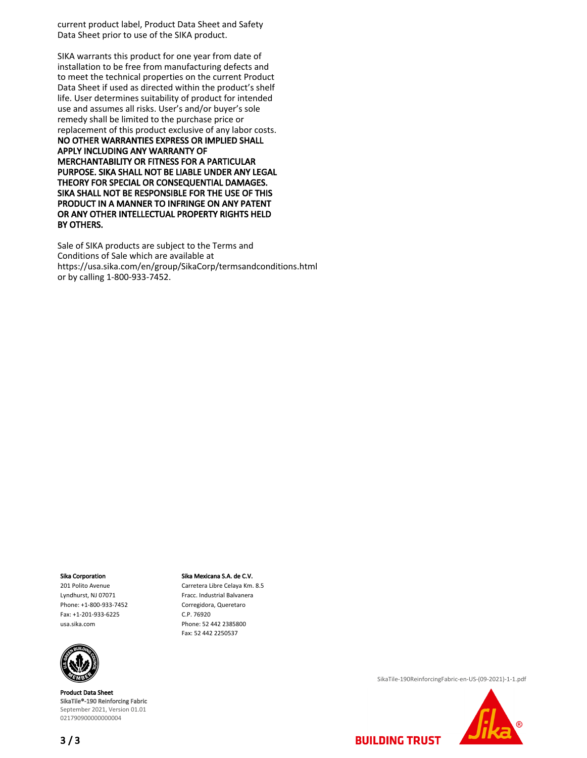current product label, Product Data Sheet and Safety Data Sheet prior to use of the SIKA product.

SIKA warrants this product for one year from date of installation to be free from manufacturing defects and to meet the technical properties on the current Product Data Sheet if used as directed within the product's shelf life. User determines suitability of product for intended use and assumes all risks. User's and/or buyer's sole remedy shall be limited to the purchase price or replacement of this product exclusive of any labor costs. **NO OTHER WARRANTIES EXPRESS OR IMPLIED SHALL APPLY INCLUDING ANY WARRANTY OF MERCHANTABILITY OR FITNESS FOR A PARTICULAR PURPOSE. SIKA SHALL NOT BE LIABLE UNDER ANY LEGAL THEORY FOR SPECIAL OR CONSEQUENTIAL DAMAGES. SIKA SHALL NOT BE RESPONSIBLE FOR THE USE OF THIS PRODUCT IN A MANNER TO INFRINGE ON ANY PATENT OR ANY OTHER INTELLECTUAL PROPERTY RIGHTS HELD BY OTHERS.**

Sale of SIKA products are subject to the Terms and Conditions of Sale which are available at https://usa.sika.com/en/group/SikaCorp/termsandconditions.html or by calling 1-800-933-7452.

**Sika Corporation**
201 Polito Avenue
Lyndhurst, NJ 07071
Phone: +1-800-933-7452
Fax: +1-201-933-6225
usa.sika.com

**Sika Mexicana S.A. de C.V.**
Carretera Libre Celaya Km. 8.5
Fracc. Industrial Balvanera
Corregidora, Queretaro
C.P. 76920
Phone: 52 442 2385800
Fax: 52 442 2250537

**Product Data Sheet**
**SikaTile®-190 Reinforcing Fabric**
September 2021, Version 01.01
021790900000000004

SikaTile-190ReinforcingFabric-en-US-(09-2021)-1-1.pdf

BUILDING TRUST